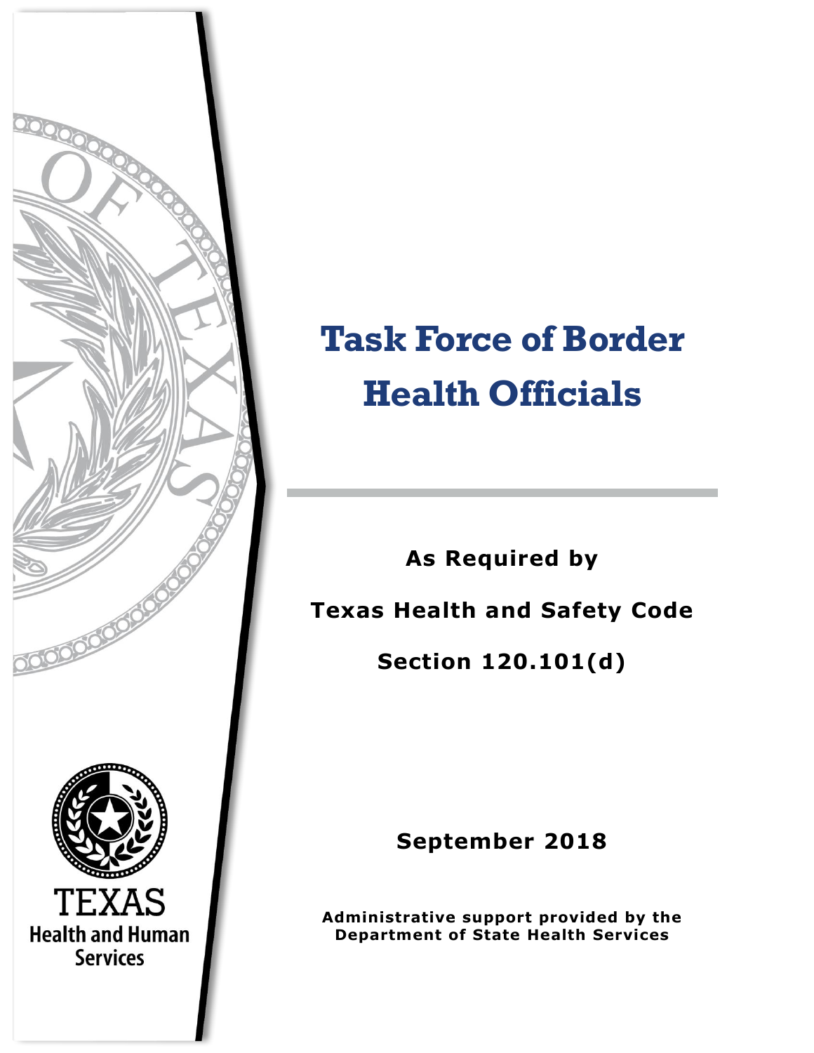# Task Force of Border Health Officials

**As Required by**

**Texas Health and Safety Code**

**Section 120.101(d)**

**September 2018**

**Administrative support provided by the Department of State Health Services**

TEXAS
Health and Human Services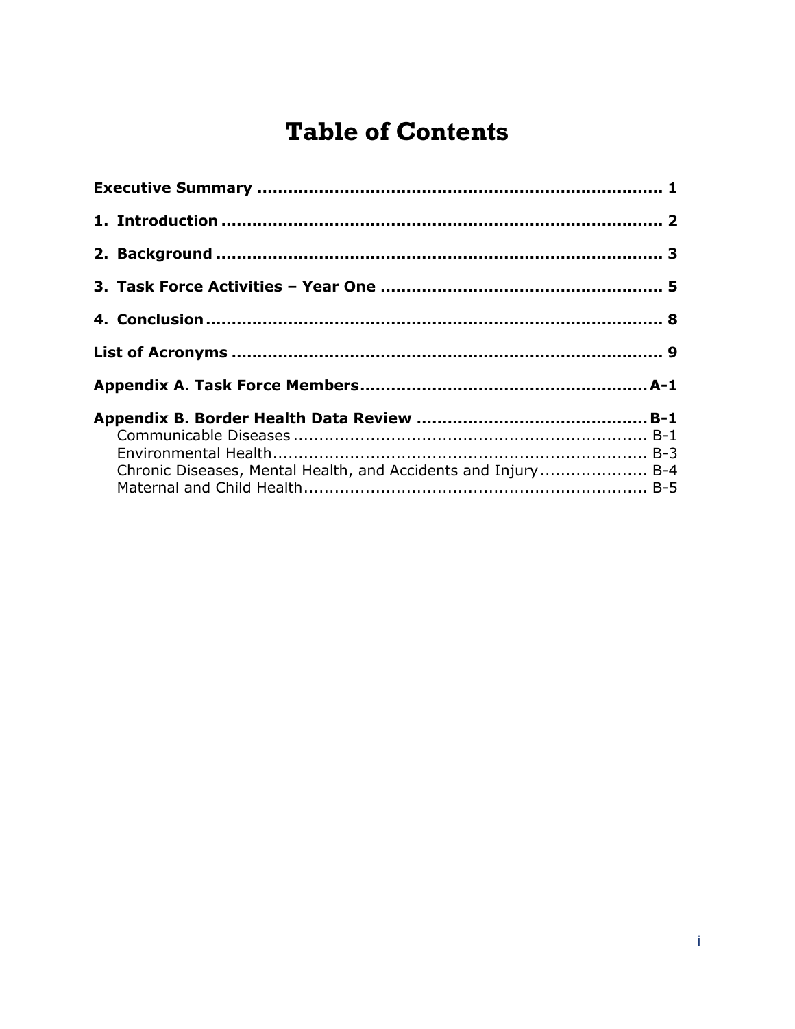# Table of Contents

**Executive Summary** ............................................................................. **1**

**1. Introduction** ..................................................................................... **2**

**2. Background** ...................................................................................... **3**

**3. Task Force Activities – Year One** ...................................................... **5**

**4. Conclusion** ........................................................................................ **8**

**List of Acronyms** .................................................................................. **9**

**Appendix A. Task Force Members** ....................................................... **A-1**

**Appendix B. Border Health Data Review** ............................................ **B-1**

- Communicable Diseases .................................................................... B-1
- Environmental Health......................................................................... B-3
- Chronic Diseases, Mental Health, and Accidents and Injury.................... B-4
- Maternal and Child Health.................................................................. B-5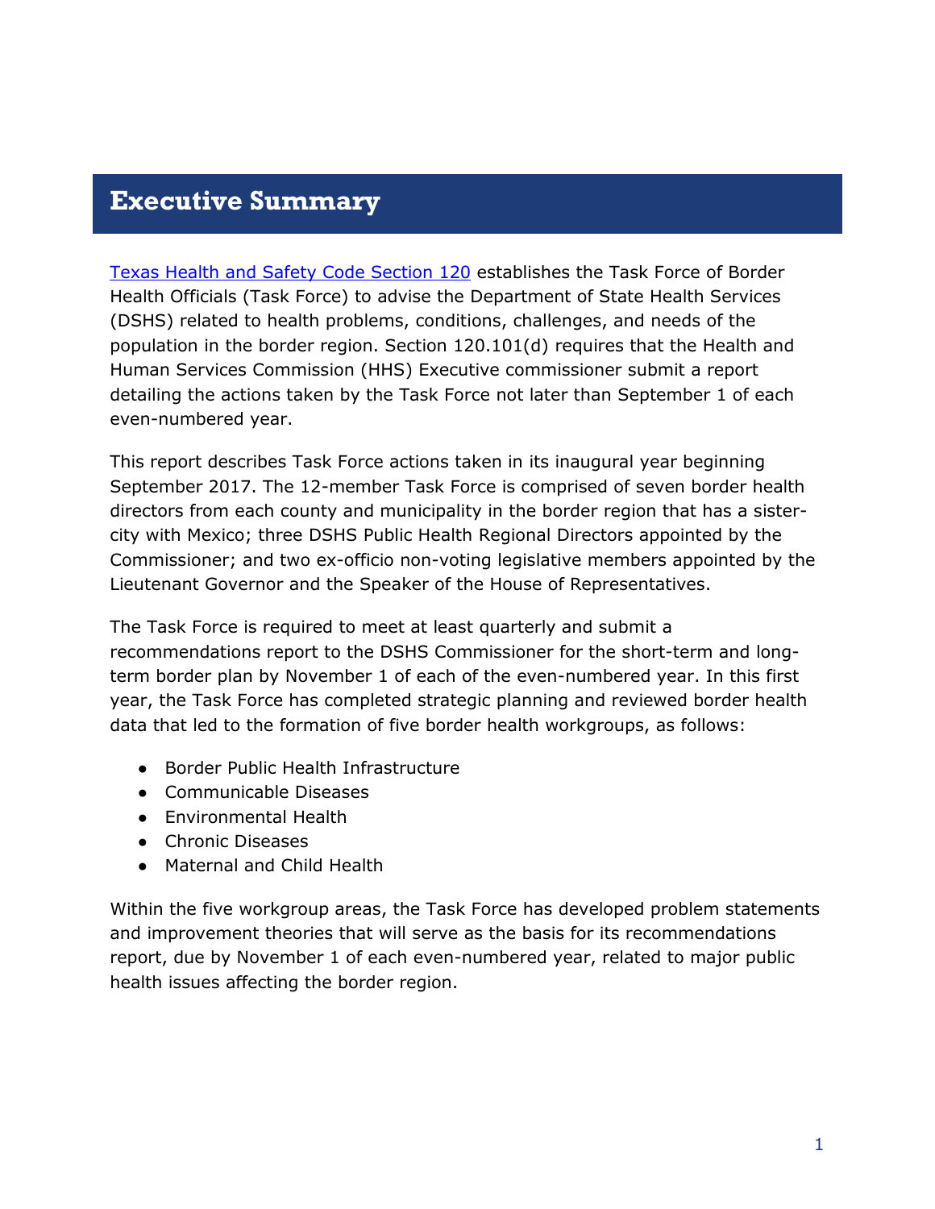# Executive Summary

[Texas Health and Safety Code Section 120](#) establishes the Task Force of Border Health Officials (Task Force) to advise the Department of State Health Services (DSHS) related to health problems, conditions, challenges, and needs of the population in the border region. Section 120.101(d) requires that the Health and Human Services Commission (HHS) Executive commissioner submit a report detailing the actions taken by the Task Force not later than September 1 of each even-numbered year.

This report describes Task Force actions taken in its inaugural year beginning September 2017. The 12-member Task Force is comprised of seven border health directors from each county and municipality in the border region that has a sister-city with Mexico; three DSHS Public Health Regional Directors appointed by the Commissioner; and two ex-officio non-voting legislative members appointed by the Lieutenant Governor and the Speaker of the House of Representatives.

The Task Force is required to meet at least quarterly and submit a recommendations report to the DSHS Commissioner for the short-term and long-term border plan by November 1 of each of the even-numbered year. In this first year, the Task Force has completed strategic planning and reviewed border health data that led to the formation of five border health workgroups, as follows:

- Border Public Health Infrastructure
- Communicable Diseases
- Environmental Health
- Chronic Diseases
- Maternal and Child Health

Within the five workgroup areas, the Task Force has developed problem statements and improvement theories that will serve as the basis for its recommendations report, due by November 1 of each even-numbered year, related to major public health issues affecting the border region.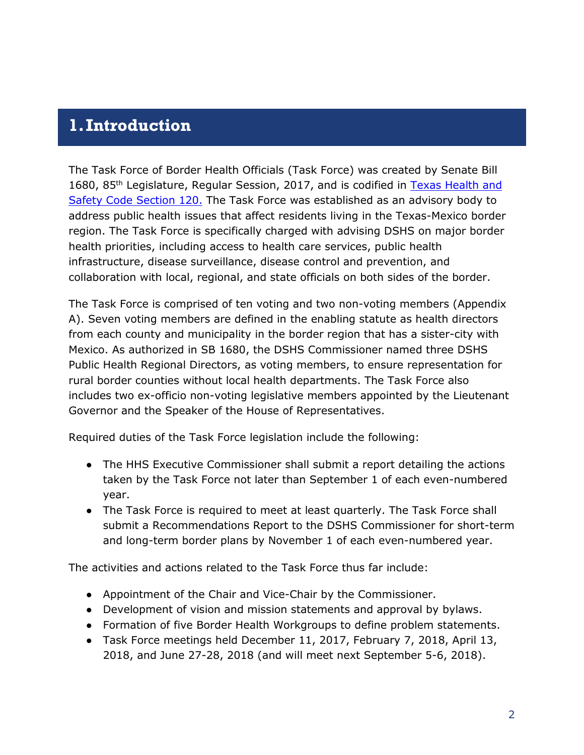# 1. Introduction

The Task Force of Border Health Officials (Task Force) was created by Senate Bill 1680, 85th Legislature, Regular Session, 2017, and is codified in [Texas Health and Safety Code Section 120.](Texas Health and Safety Code Section 120.) The Task Force was established as an advisory body to address public health issues that affect residents living in the Texas-Mexico border region. The Task Force is specifically charged with advising DSHS on major border health priorities, including access to health care services, public health infrastructure, disease surveillance, disease control and prevention, and collaboration with local, regional, and state officials on both sides of the border.

The Task Force is comprised of ten voting and two non-voting members (Appendix A). Seven voting members are defined in the enabling statute as health directors from each county and municipality in the border region that has a sister-city with Mexico. As authorized in SB 1680, the DSHS Commissioner named three DSHS Public Health Regional Directors, as voting members, to ensure representation for rural border counties without local health departments. The Task Force also includes two ex-officio non-voting legislative members appointed by the Lieutenant Governor and the Speaker of the House of Representatives.

Required duties of the Task Force legislation include the following:

- The HHS Executive Commissioner shall submit a report detailing the actions taken by the Task Force not later than September 1 of each even-numbered year.
- The Task Force is required to meet at least quarterly. The Task Force shall submit a Recommendations Report to the DSHS Commissioner for short-term and long-term border plans by November 1 of each even-numbered year.

The activities and actions related to the Task Force thus far include:

- Appointment of the Chair and Vice-Chair by the Commissioner.
- Development of vision and mission statements and approval by bylaws.
- Formation of five Border Health Workgroups to define problem statements.
- Task Force meetings held December 11, 2017, February 7, 2018, April 13, 2018, and June 27-28, 2018 (and will meet next September 5-6, 2018).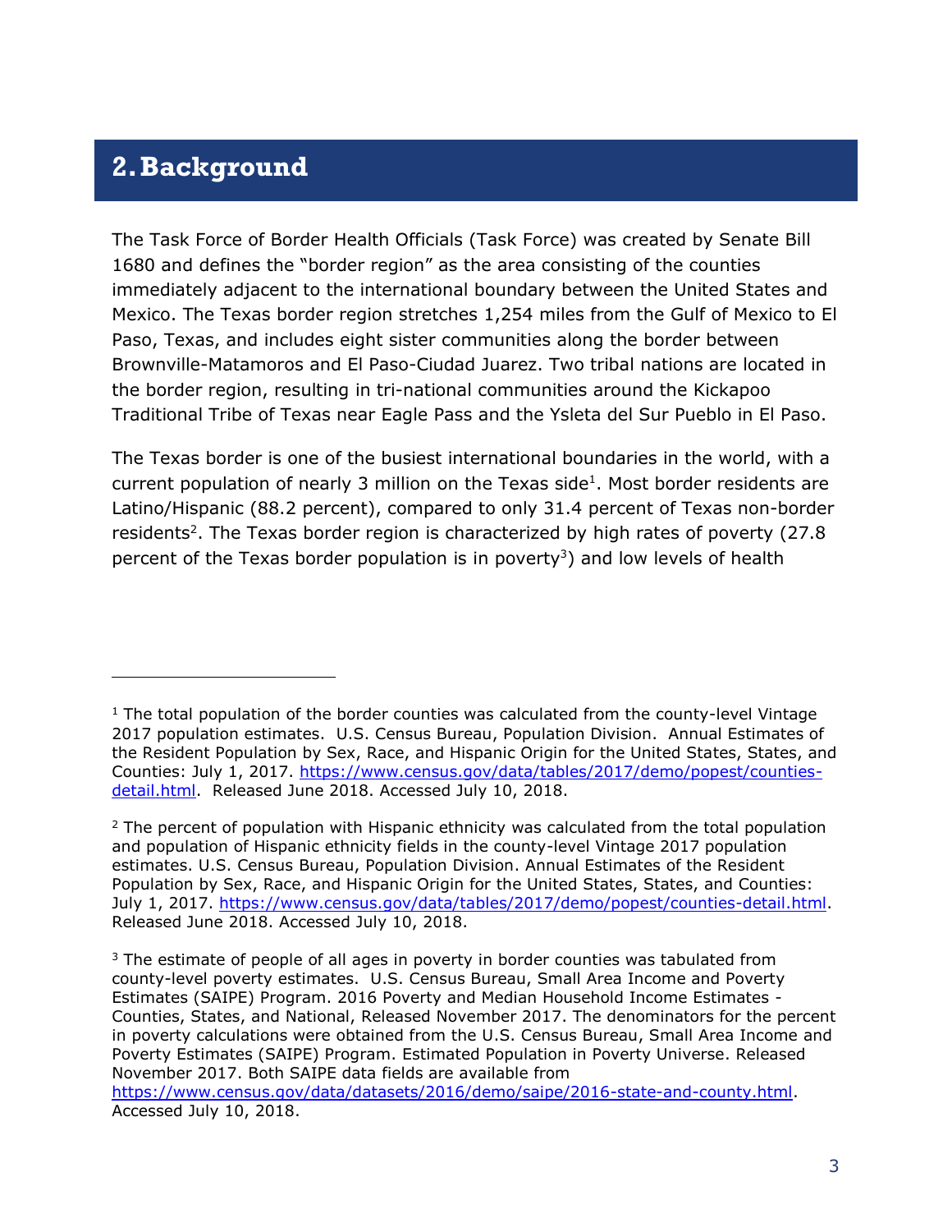## 2. Background

The Task Force of Border Health Officials (Task Force) was created by Senate Bill 1680 and defines the "border region" as the area consisting of the counties immediately adjacent to the international boundary between the United States and Mexico. The Texas border region stretches 1,254 miles from the Gulf of Mexico to El Paso, Texas, and includes eight sister communities along the border between Brownville-Matamoros and El Paso-Ciudad Juarez. Two tribal nations are located in the border region, resulting in tri-national communities around the Kickapoo Traditional Tribe of Texas near Eagle Pass and the Ysleta del Sur Pueblo in El Paso.

The Texas border is one of the busiest international boundaries in the world, with a current population of nearly 3 million on the Texas side[1]. Most border residents are Latino/Hispanic (88.2 percent), compared to only 31.4 percent of Texas non-border residents[2]. The Texas border region is characterized by high rates of poverty (27.8 percent of the Texas border population is in poverty[3]) and low levels of health

---

[1] The total population of the border counties was calculated from the county-level Vintage 2017 population estimates. U.S. Census Bureau, Population Division. Annual Estimates of the Resident Population by Sex, Race, and Hispanic Origin for the United States, States, and Counties: July 1, 2017. https://www.census.gov/data/tables/2017/demo/popest/counties-detail.html. Released June 2018. Accessed July 10, 2018.

[2] The percent of population with Hispanic ethnicity was calculated from the total population and population of Hispanic ethnicity fields in the county-level Vintage 2017 population estimates. U.S. Census Bureau, Population Division. Annual Estimates of the Resident Population by Sex, Race, and Hispanic Origin for the United States, States, and Counties: July 1, 2017. https://www.census.gov/data/tables/2017/demo/popest/counties-detail.html. Released June 2018. Accessed July 10, 2018.

[3] The estimate of people of all ages in poverty in border counties was tabulated from county-level poverty estimates. U.S. Census Bureau, Small Area Income and Poverty Estimates (SAIPE) Program. 2016 Poverty and Median Household Income Estimates - Counties, States, and National, Released November 2017. The denominators for the percent in poverty calculations were obtained from the U.S. Census Bureau, Small Area Income and Poverty Estimates (SAIPE) Program. Estimated Population in Poverty Universe. Released November 2017. Both SAIPE data fields are available from https://www.census.gov/data/datasets/2016/demo/saipe/2016-state-and-county.html. Accessed July 10, 2018.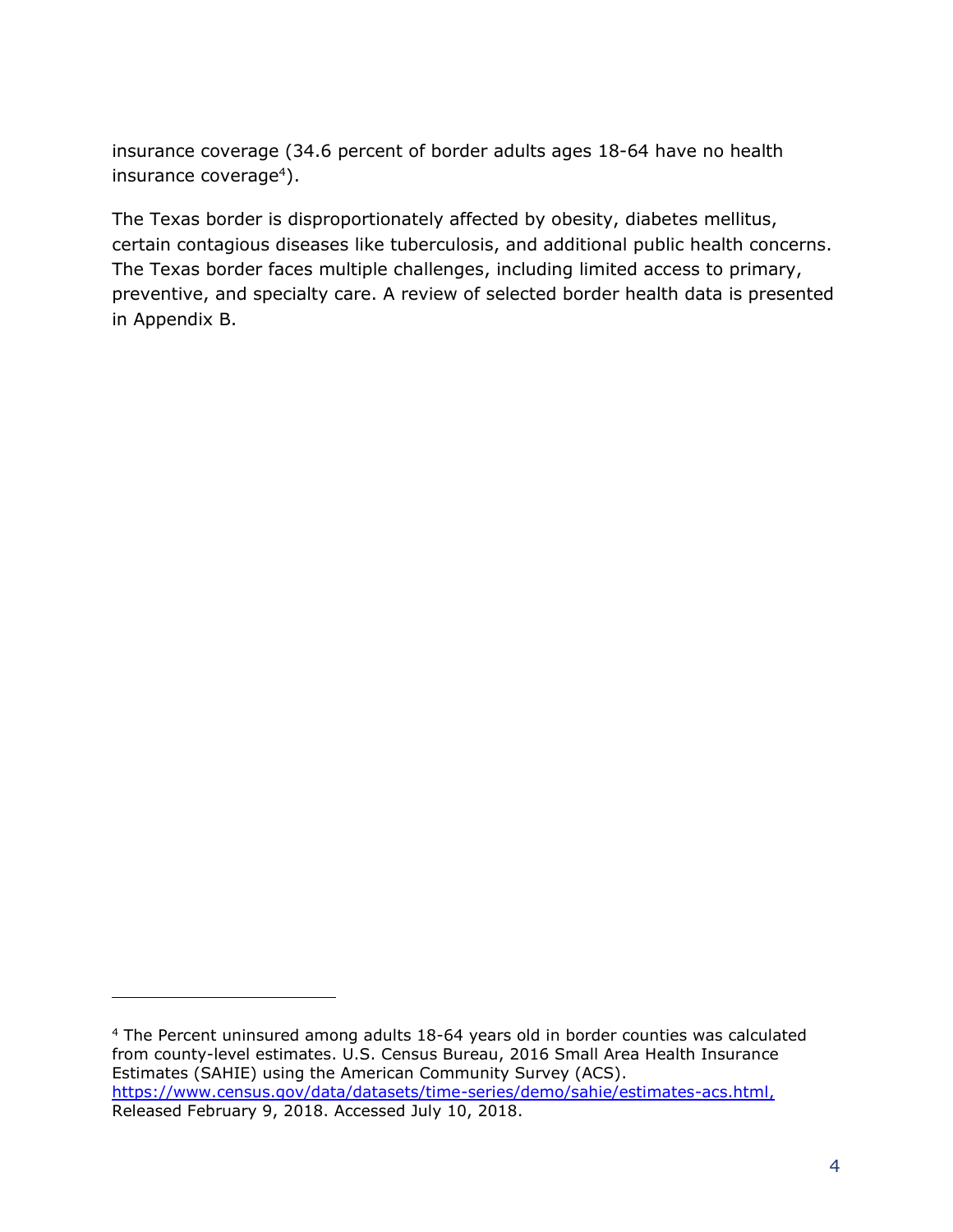insurance coverage (34.6 percent of border adults ages 18-64 have no health insurance coverage[4]).

The Texas border is disproportionately affected by obesity, diabetes mellitus, certain contagious diseases like tuberculosis, and additional public health concerns. The Texas border faces multiple challenges, including limited access to primary, preventive, and specialty care. A review of selected border health data is presented in Appendix B.

---

[4] The Percent uninsured among adults 18-64 years old in border counties was calculated from county-level estimates. U.S. Census Bureau, 2016 Small Area Health Insurance Estimates (SAHIE) using the American Community Survey (ACS). https://www.census.gov/data/datasets/time-series/demo/sahie/estimates-acs.html, Released February 9, 2018. Accessed July 10, 2018.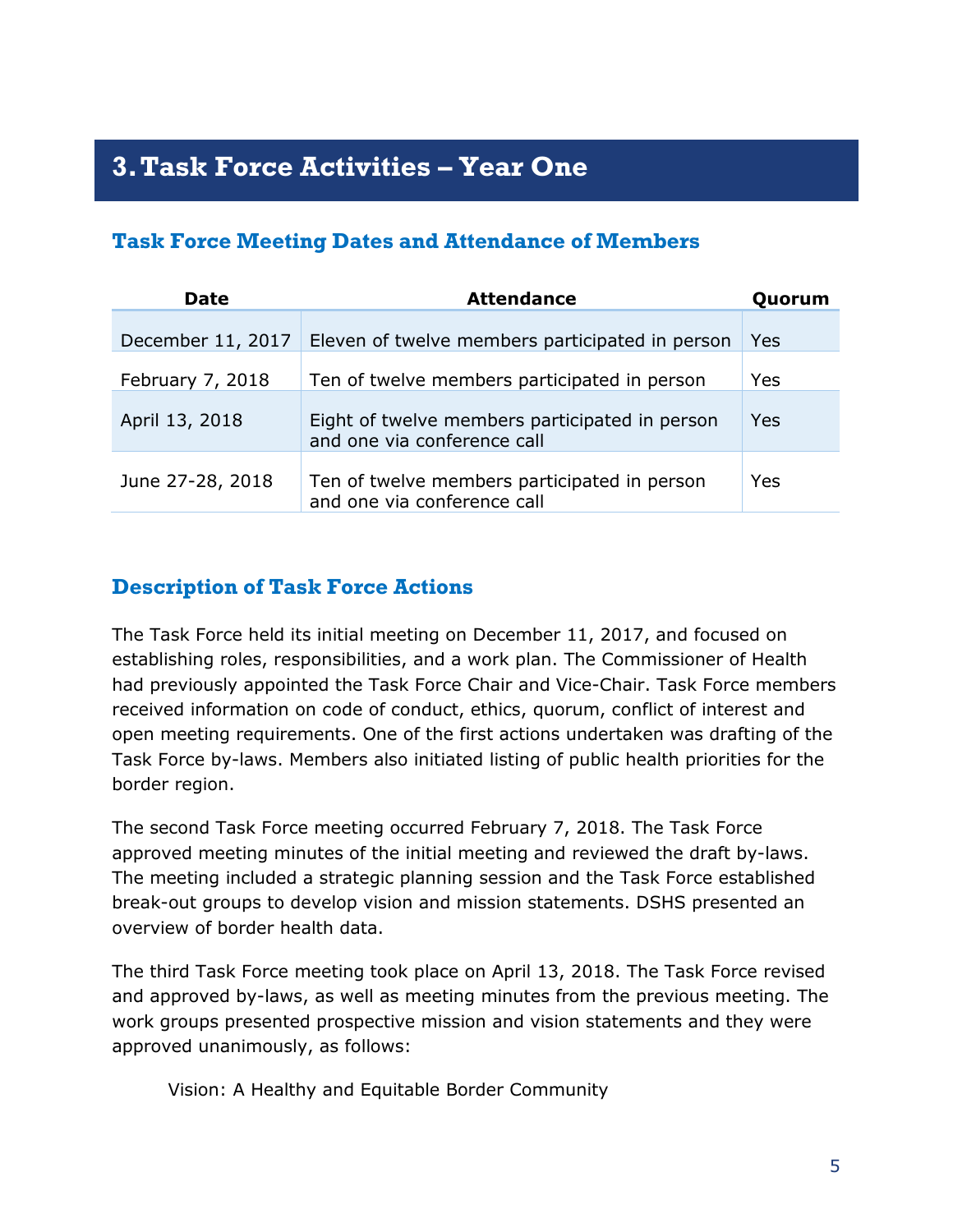# 3. Task Force Activities – Year One

## Task Force Meeting Dates and Attendance of Members

| Date | Attendance | Quorum |
|---|---|---|
| December 11, 2017 | Eleven of twelve members participated in person | Yes |
| February 7, 2018 | Ten of twelve members participated in person | Yes |
| April 13, 2018 | Eight of twelve members participated in person and one via conference call | Yes |
| June 27-28, 2018 | Ten of twelve members participated in person and one via conference call | Yes |

## Description of Task Force Actions

The Task Force held its initial meeting on December 11, 2017, and focused on establishing roles, responsibilities, and a work plan. The Commissioner of Health had previously appointed the Task Force Chair and Vice-Chair. Task Force members received information on code of conduct, ethics, quorum, conflict of interest and open meeting requirements. One of the first actions undertaken was drafting of the Task Force by-laws. Members also initiated listing of public health priorities for the border region.

The second Task Force meeting occurred February 7, 2018. The Task Force approved meeting minutes of the initial meeting and reviewed the draft by-laws. The meeting included a strategic planning session and the Task Force established break-out groups to develop vision and mission statements. DSHS presented an overview of border health data.

The third Task Force meeting took place on April 13, 2018. The Task Force revised and approved by-laws, as well as meeting minutes from the previous meeting. The work groups presented prospective mission and vision statements and they were approved unanimously, as follows:

Vision: A Healthy and Equitable Border Community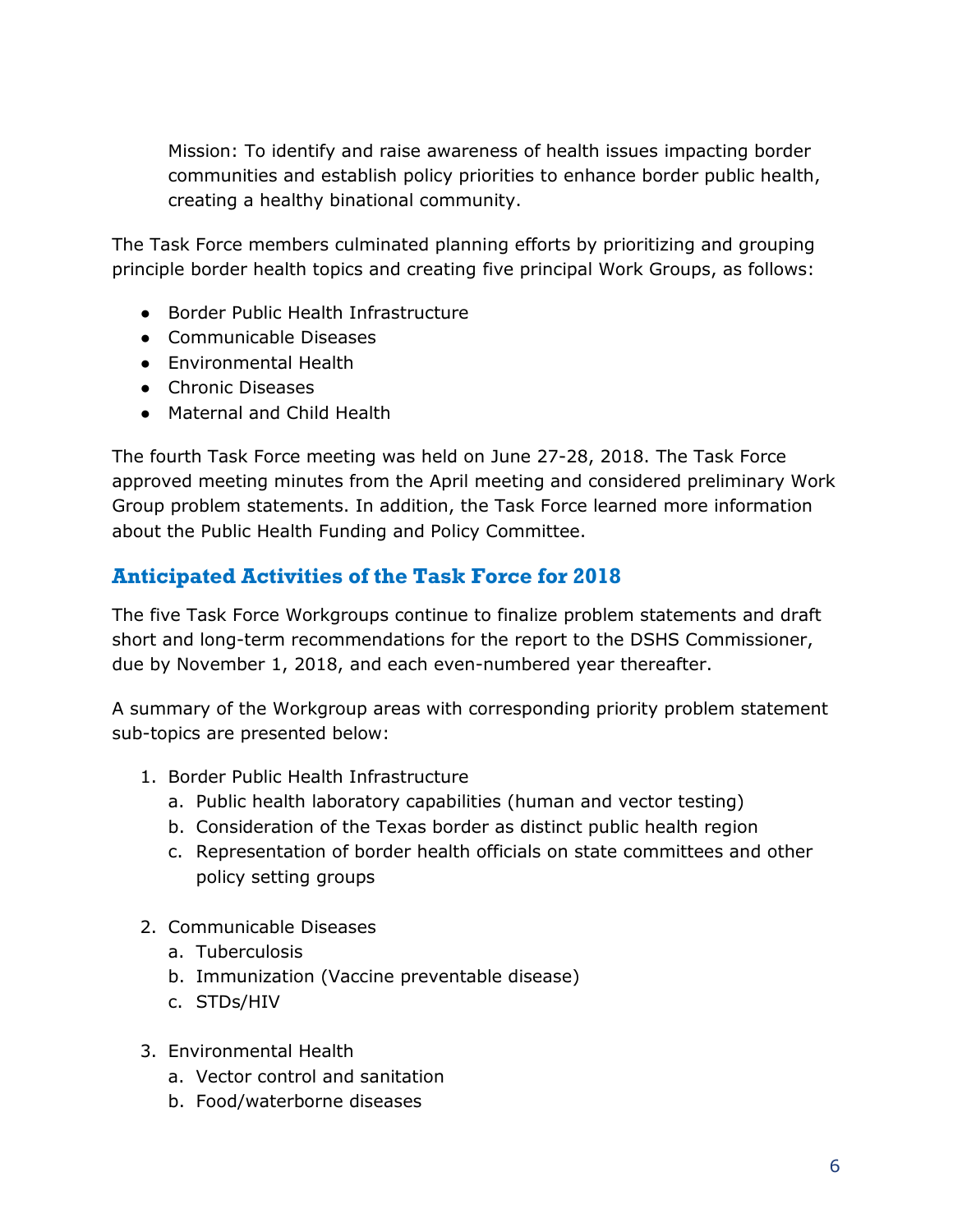Mission: To identify and raise awareness of health issues impacting border communities and establish policy priorities to enhance border public health, creating a healthy binational community.

The Task Force members culminated planning efforts by prioritizing and grouping principle border health topics and creating five principal Work Groups, as follows:

- Border Public Health Infrastructure
- Communicable Diseases
- Environmental Health
- Chronic Diseases
- Maternal and Child Health

The fourth Task Force meeting was held on June 27-28, 2018. The Task Force approved meeting minutes from the April meeting and considered preliminary Work Group problem statements. In addition, the Task Force learned more information about the Public Health Funding and Policy Committee.

## Anticipated Activities of the Task Force for 2018

The five Task Force Workgroups continue to finalize problem statements and draft short and long-term recommendations for the report to the DSHS Commissioner, due by November 1, 2018, and each even-numbered year thereafter.

A summary of the Workgroup areas with corresponding priority problem statement sub-topics are presented below:

1. Border Public Health Infrastructure
   a. Public health laboratory capabilities (human and vector testing)
   b. Consideration of the Texas border as distinct public health region
   c. Representation of border health officials on state committees and other policy setting groups

2. Communicable Diseases
   a. Tuberculosis
   b. Immunization (Vaccine preventable disease)
   c. STDs/HIV

3. Environmental Health
   a. Vector control and sanitation
   b. Food/waterborne diseases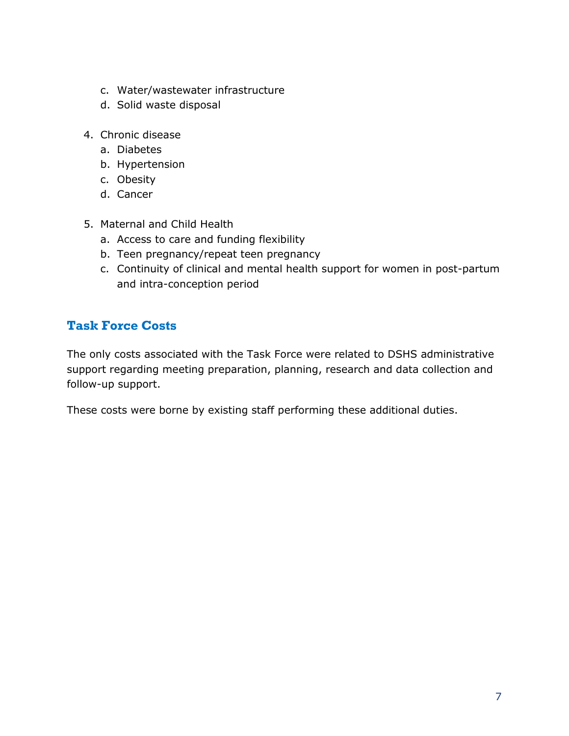c. Water/wastewater infrastructure
   d. Solid waste disposal

4. Chronic disease
   a. Diabetes
   b. Hypertension
   c. Obesity
   d. Cancer

5. Maternal and Child Health
   a. Access to care and funding flexibility
   b. Teen pregnancy/repeat teen pregnancy
   c. Continuity of clinical and mental health support for women in post-partum and intra-conception period

## Task Force Costs

The only costs associated with the Task Force were related to DSHS administrative support regarding meeting preparation, planning, research and data collection and follow-up support.

These costs were borne by existing staff performing these additional duties.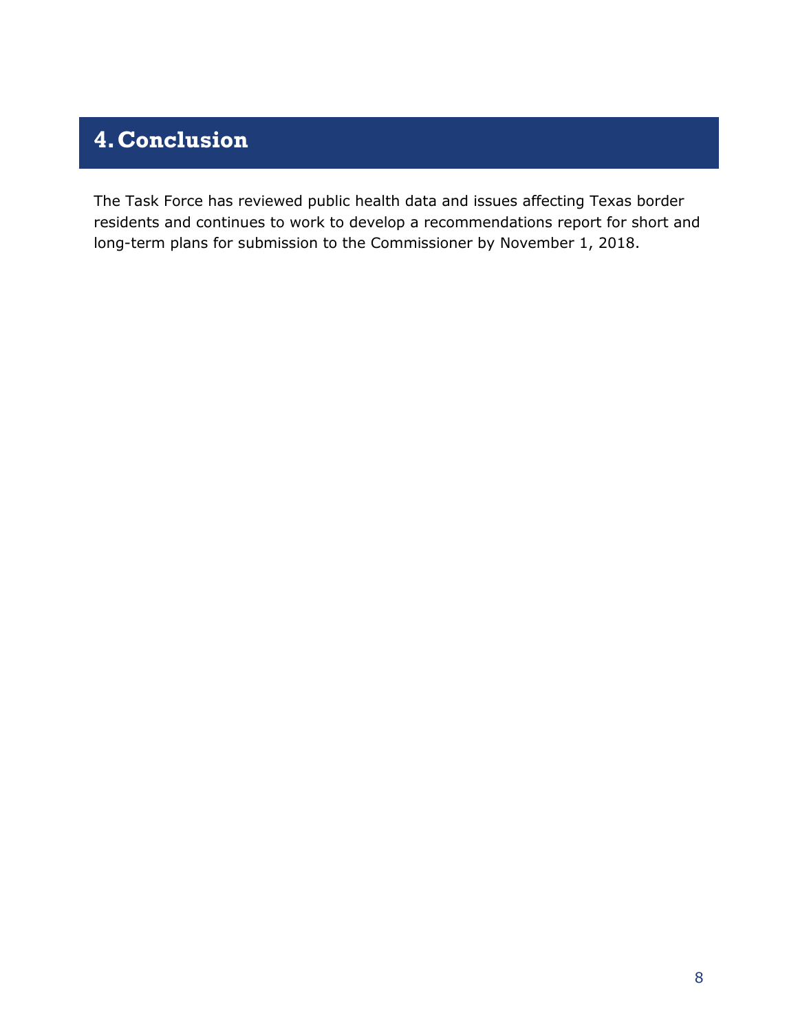# 4. Conclusion

The Task Force has reviewed public health data and issues affecting Texas border residents and continues to work to develop a recommendations report for short and long-term plans for submission to the Commissioner by November 1, 2018.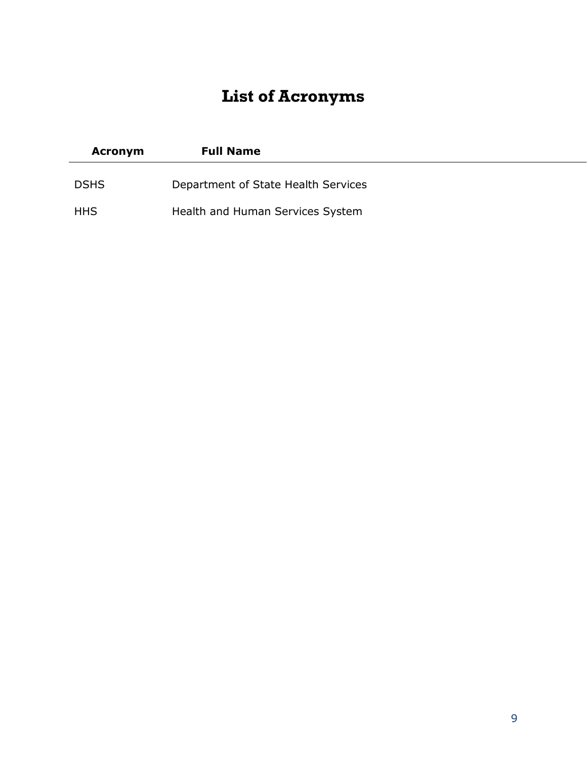# List of Acronyms

| Acronym | Full Name |
|---|---|
| DSHS | Department of State Health Services |
| HHS | Health and Human Services System |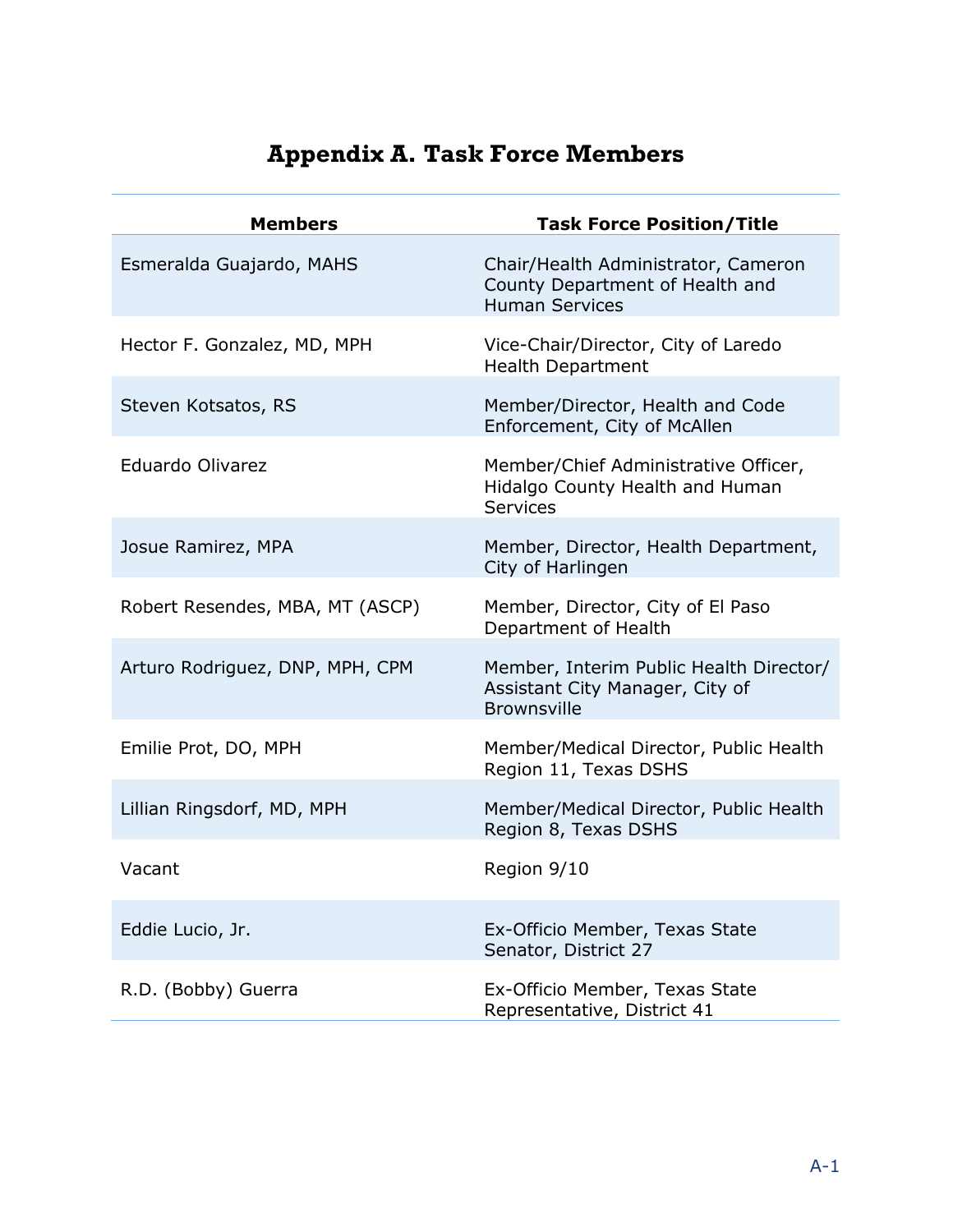# Appendix A. Task Force Members

| Members | Task Force Position/Title |
|---|---|
| Esmeralda Guajardo, MAHS | Chair/Health Administrator, Cameron County Department of Health and Human Services |
| Hector F. Gonzalez, MD, MPH | Vice-Chair/Director, City of Laredo Health Department |
| Steven Kotsatos, RS | Member/Director, Health and Code Enforcement, City of McAllen |
| Eduardo Olivarez | Member/Chief Administrative Officer, Hidalgo County Health and Human Services |
| Josue Ramirez, MPA | Member, Director, Health Department, City of Harlingen |
| Robert Resendes, MBA, MT (ASCP) | Member, Director, City of El Paso Department of Health |
| Arturo Rodriguez, DNP, MPH, CPM | Member, Interim Public Health Director/ Assistant City Manager, City of Brownsville |
| Emilie Prot, DO, MPH | Member/Medical Director, Public Health Region 11, Texas DSHS |
| Lillian Ringsdorf, MD, MPH | Member/Medical Director, Public Health Region 8, Texas DSHS |
| Vacant | Region 9/10 |
| Eddie Lucio, Jr. | Ex-Officio Member, Texas State Senator, District 27 |
| R.D. (Bobby) Guerra | Ex-Officio Member, Texas State Representative, District 41 |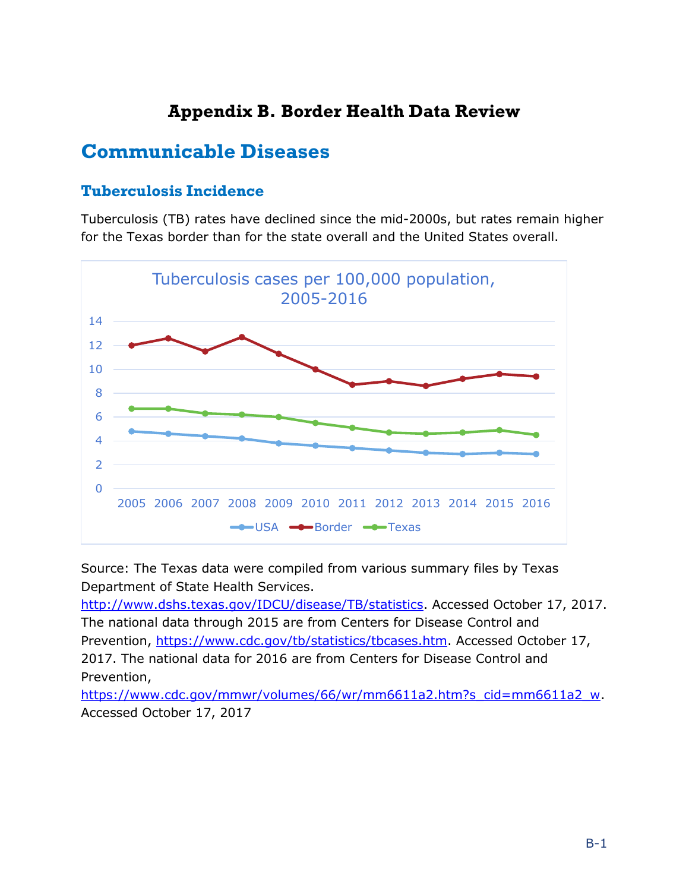# Appendix B. Border Health Data Review

## Communicable Diseases

### Tuberculosis Incidence

Tuberculosis (TB) rates have declined since the mid-2000s, but rates remain higher for the Texas border than for the state overall and the United States overall.

Tuberculosis cases per 100,000 population, 2005-2016

14
12
10
8
6
4
2
0

2005 2006 2007 2008 2009 2010 2011 2012 2013 2014 2015 2016

USA Border Texas

Source: The Texas data were compiled from various summary files by Texas Department of State Health Services. http://www.dshs.texas.gov/IDCU/disease/TB/statistics. Accessed October 17, 2017. The national data through 2015 are from Centers for Disease Control and Prevention, https://www.cdc.gov/tb/statistics/tbcases.htm. Accessed October 17, 2017. The national data for 2016 are from Centers for Disease Control and Prevention, https://www.cdc.gov/mmwr/volumes/66/wr/mm6611a2.htm?s_cid=mm6611a2_w. Accessed October 17, 2017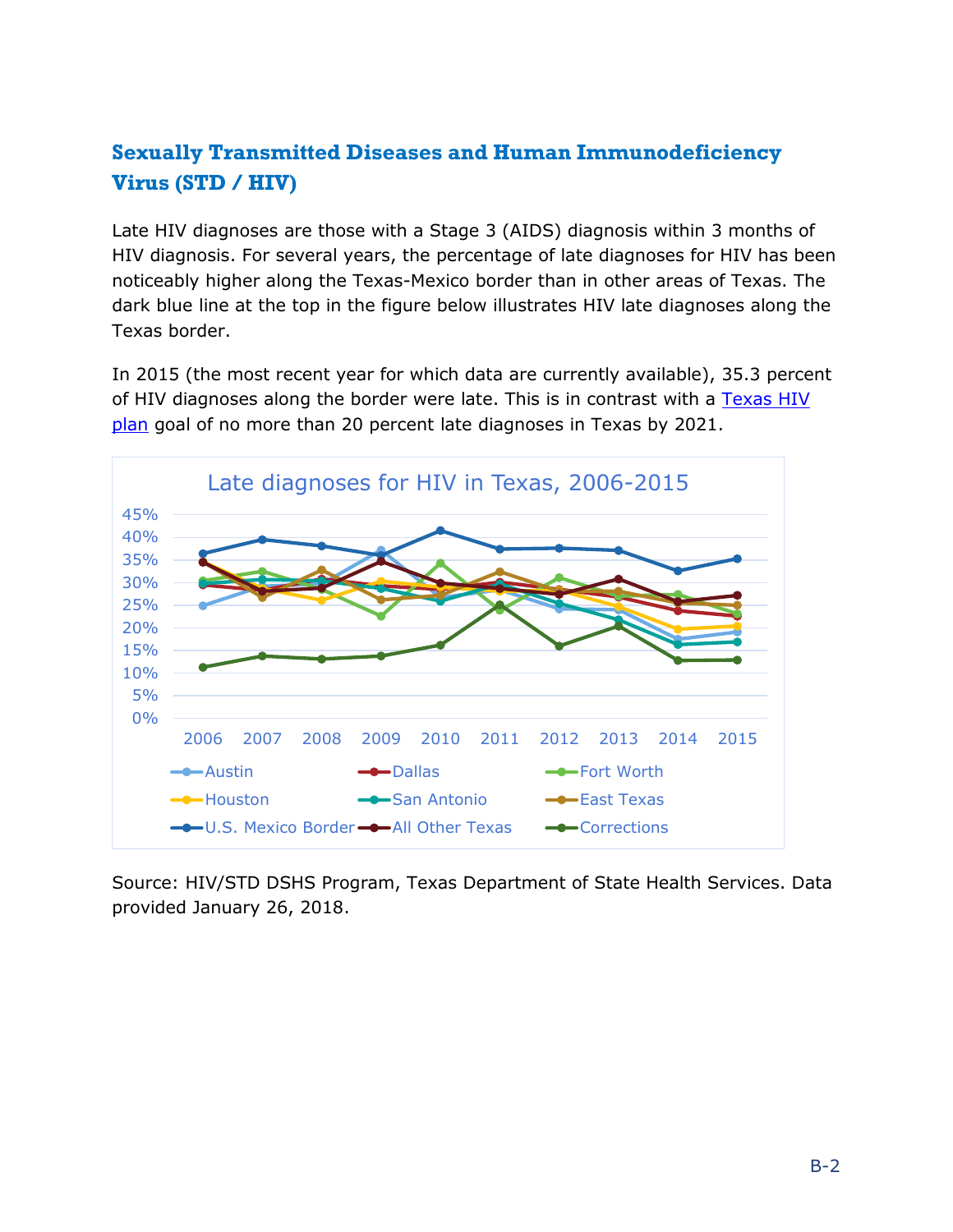## Sexually Transmitted Diseases and Human Immunodeficiency Virus (STD / HIV)

Late HIV diagnoses are those with a Stage 3 (AIDS) diagnosis within 3 months of HIV diagnosis. For several years, the percentage of late diagnoses for HIV has been noticeably higher along the Texas-Mexico border than in other areas of Texas. The dark blue line at the top in the figure below illustrates HIV late diagnoses along the Texas border.

In 2015 (the most recent year for which data are currently available), 35.3 percent of HIV diagnoses along the border were late. This is in contrast with a [Texas HIV plan](Texas HIV plan) goal of no more than 20 percent late diagnoses in Texas by 2021.

Late diagnoses for HIV in Texas, 2006-2015

45%
40%
35%
30%
25%
20%
15%
10%
5%
0%

2006 2007 2008 2009 2010 2011 2012 2013 2014 2015

Austin
Dallas
Fort Worth
Houston
San Antonio
East Texas
U.S. Mexico Border
All Other Texas
Corrections

Source: HIV/STD DSHS Program, Texas Department of State Health Services. Data provided January 26, 2018.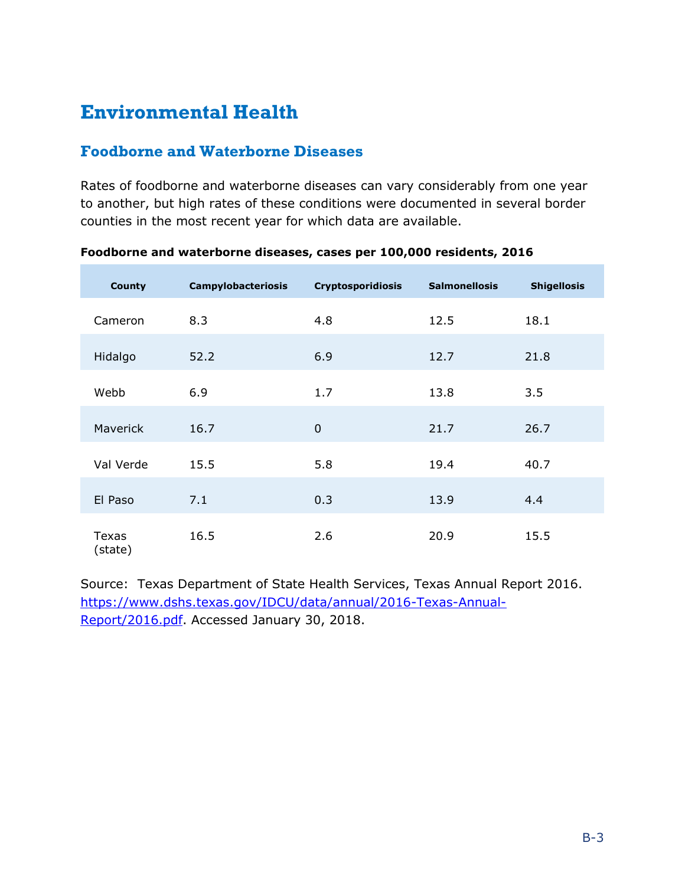# Environmental Health

## Foodborne and Waterborne Diseases

Rates of foodborne and waterborne diseases can vary considerably from one year to another, but high rates of these conditions were documented in several border counties in the most recent year for which data are available.

**Foodborne and waterborne diseases, cases per 100,000 residents, 2016**

| County | Campylobacteriosis | Cryptosporidiosis | Salmonellosis | Shigellosis |
|---|---|---|---|---|
| Cameron | 8.3 | 4.8 | 12.5 | 18.1 |
| Hidalgo | 52.2 | 6.9 | 12.7 | 21.8 |
| Webb | 6.9 | 1.7 | 13.8 | 3.5 |
| Maverick | 16.7 | 0 | 21.7 | 26.7 |
| Val Verde | 15.5 | 5.8 | 19.4 | 40.7 |
| El Paso | 7.1 | 0.3 | 13.9 | 4.4 |
| Texas (state) | 16.5 | 2.6 | 20.9 | 15.5 |

Source: Texas Department of State Health Services, Texas Annual Report 2016. https://www.dshs.texas.gov/IDCU/data/annual/2016-Texas-Annual-Report/2016.pdf. Accessed January 30, 2018.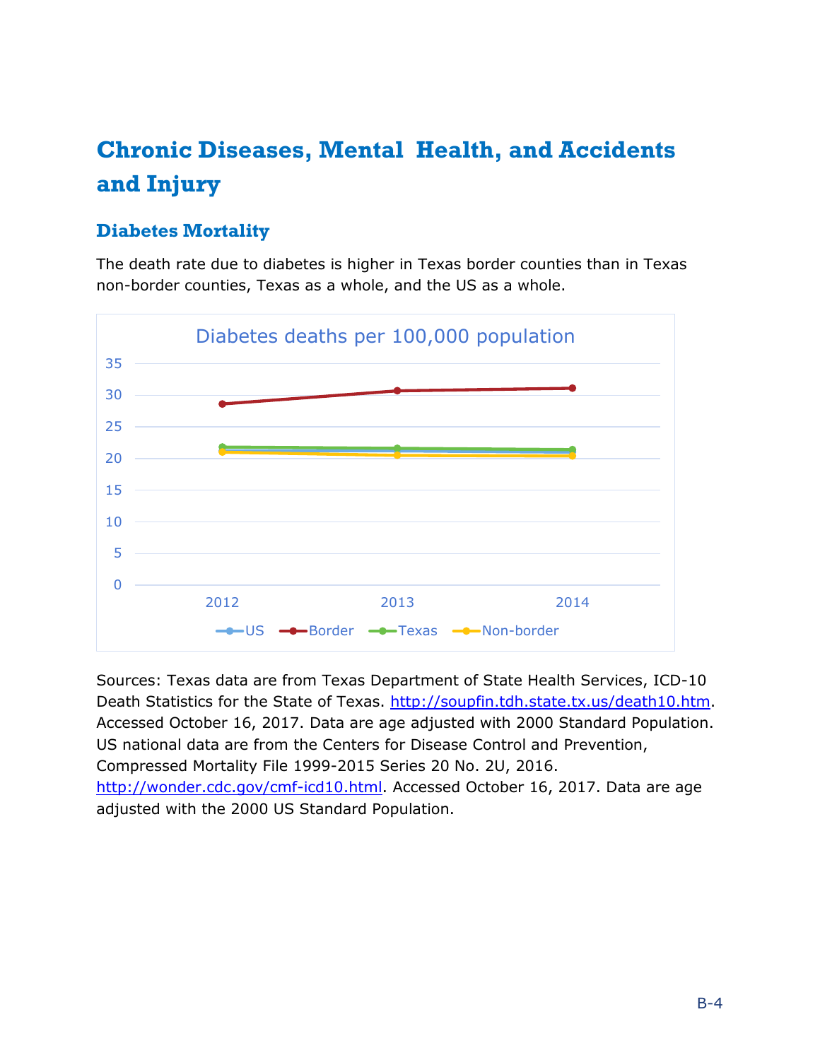# Chronic Diseases, Mental Health, and Accidents and Injury

## Diabetes Mortality

The death rate due to diabetes is higher in Texas border counties than in Texas non-border counties, Texas as a whole, and the US as a whole.

Diabetes deaths per 100,000 population

35
30
25
20
15
10
5
0

2012
2013
2014

US
Border
Texas
Non-border

Sources: Texas data are from Texas Department of State Health Services, ICD-10 Death Statistics for the State of Texas. http://soupfin.tdh.state.tx.us/death10.htm. Accessed October 16, 2017. Data are age adjusted with 2000 Standard Population. US national data are from the Centers for Disease Control and Prevention, Compressed Mortality File 1999-2015 Series 20 No. 2U, 2016. http://wonder.cdc.gov/cmf-icd10.html. Accessed October 16, 2017. Data are age adjusted with the 2000 US Standard Population.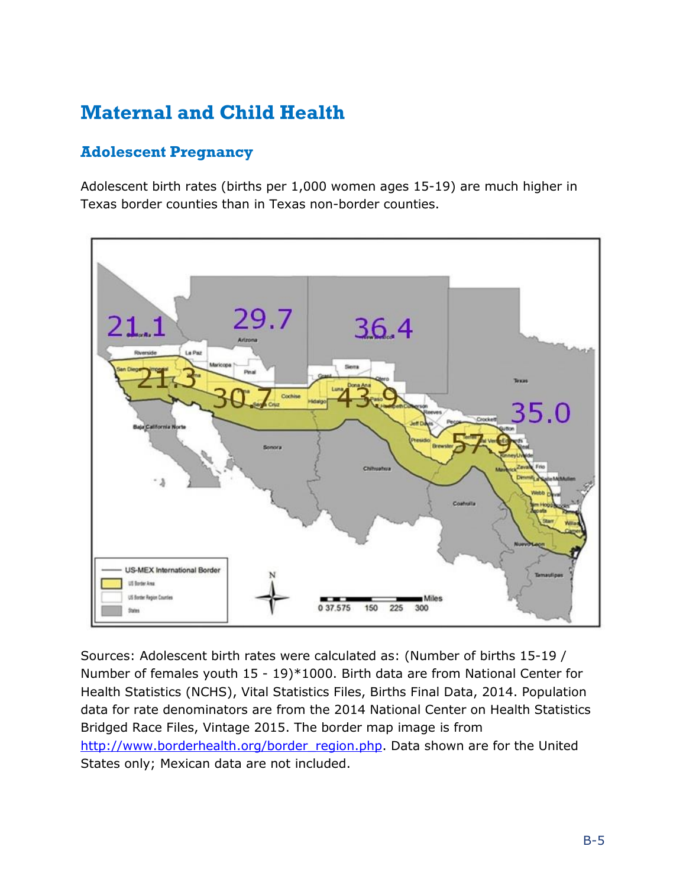## Maternal and Child Health

### Adolescent Pregnancy

Adolescent birth rates (births per 1,000 women ages 15-19) are much higher in Texas border counties than in Texas non-border counties.

21.1

29.7

36.4

35.0

21.3

30.7

43.9

57.9

US-MEX International Border

US Border Area

US Border Region Counties

States

N

Miles

0 37.575 150 225 300

Sources: Adolescent birth rates were calculated as: (Number of births 15-19 / Number of females youth 15 - 19)*1000. Birth data are from National Center for Health Statistics (NCHS), Vital Statistics Files, Births Final Data, 2014. Population data for rate denominators are from the 2014 National Center on Health Statistics Bridged Race Files, Vintage 2015. The border map image is from http://www.borderhealth.org/border_region.php. Data shown are for the United States only; Mexican data are not included.